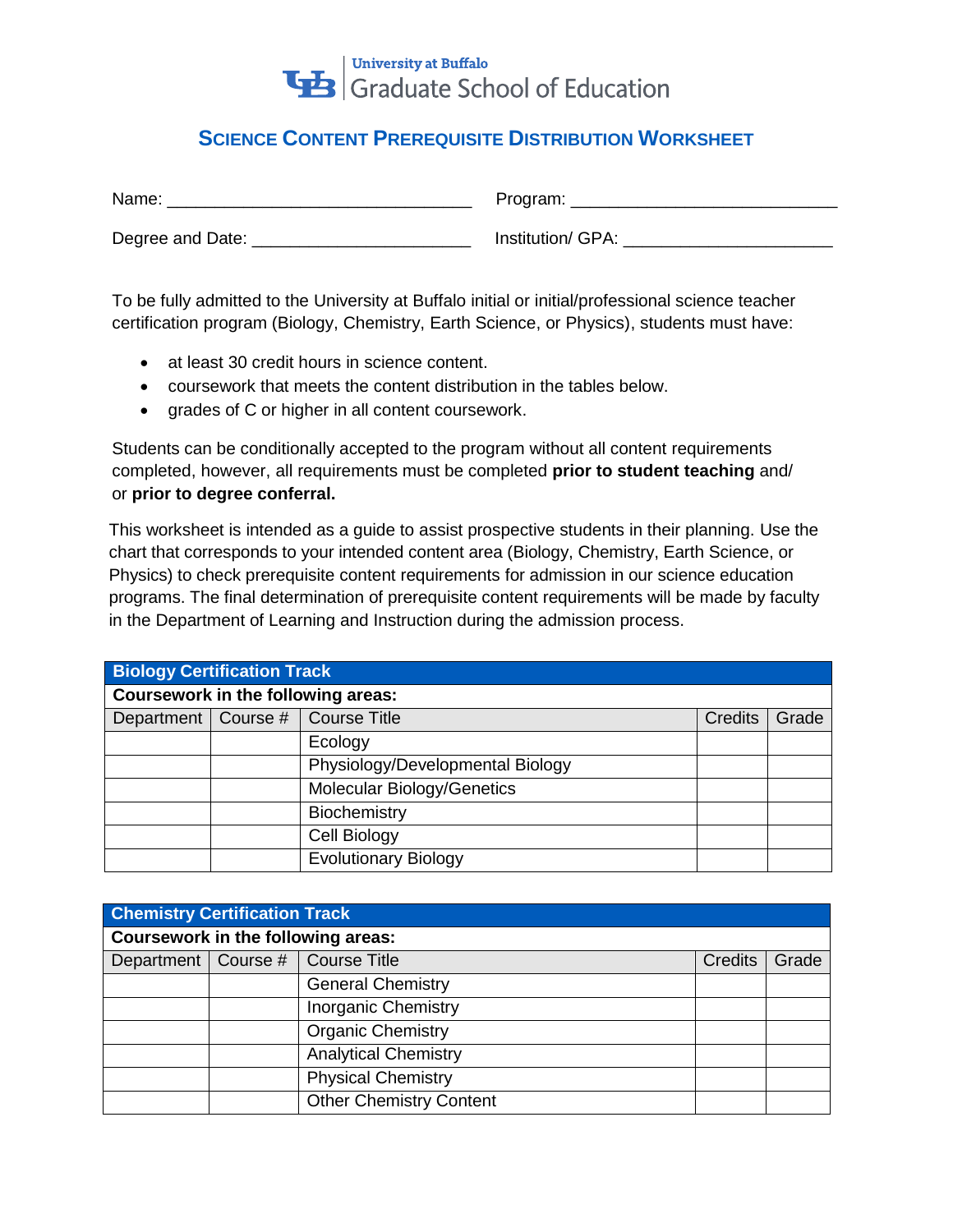University at Buffalo
Graduate School of Education

# Science Content Prerequisite Distribution Worksheet

Name: ______________________________ Program: ___________________________

Degree and Date: ______________________ Institution/ GPA: _____________________

To be fully admitted to the University at Buffalo initial or initial/professional science teacher certification program (Biology, Chemistry, Earth Science, or Physics), students must have:

- at least 30 credit hours in science content.
- coursework that meets the content distribution in the tables below.
- grades of C or higher in all content coursework.

Students can be conditionally accepted to the program without all content requirements completed, however, all requirements must be completed **prior to student teaching** and/ or **prior to degree conferral.**

This worksheet is intended as a guide to assist prospective students in their planning. Use the chart that corresponds to your intended content area (Biology, Chemistry, Earth Science, or Physics) to check prerequisite content requirements for admission in our science education programs. The final determination of prerequisite content requirements will be made by faculty in the Department of Learning and Instruction during the admission process.

| **Biology Certification Track** | | | | |
|---|---|---|---|---|
| **Coursework in the following areas:** | | | | |
| Department | Course # | Course Title | Credits | Grade |
| | | Ecology | | |
| | | Physiology/Developmental Biology | | |
| | | Molecular Biology/Genetics | | |
| | | Biochemistry | | |
| | | Cell Biology | | |
| | | Evolutionary Biology | | |

| **Chemistry Certification Track** | | | | |
|---|---|---|---|---|
| **Coursework in the following areas:** | | | | |
| Department | Course # | Course Title | Credits | Grade |
| | | General Chemistry | | |
| | | Inorganic Chemistry | | |
| | | Organic Chemistry | | |
| | | Analytical Chemistry | | |
| | | Physical Chemistry | | |
| | | Other Chemistry Content | | |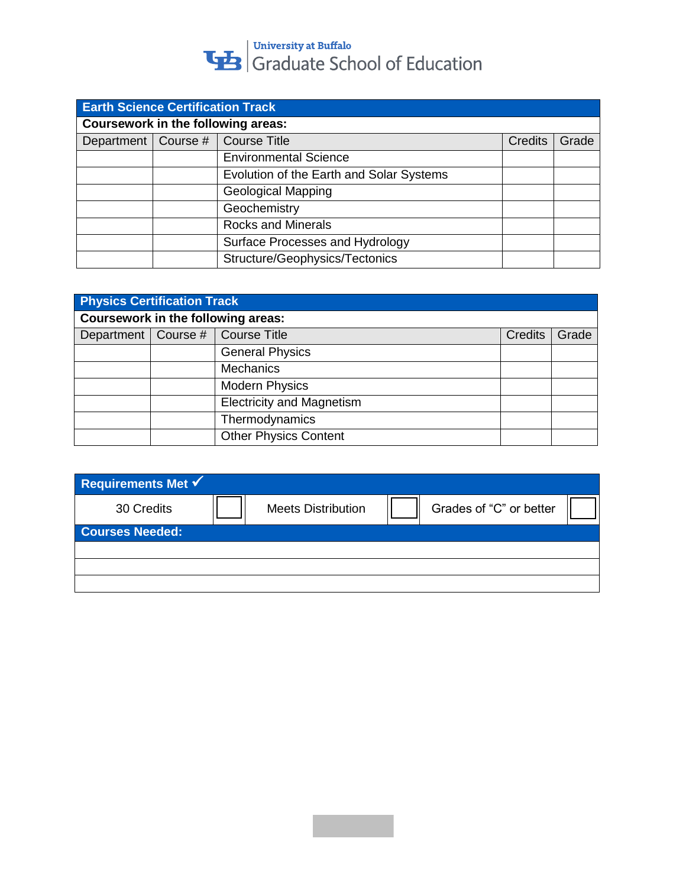University at Buffalo
Graduate School of Education

| Earth Science Certification Track | | | | |
|---|---|---|---|---|
| **Coursework in the following areas:** | | | | |
| Department | Course # | Course Title | Credits | Grade |
| | | Environmental Science | | |
| | | Evolution of the Earth and Solar Systems | | |
| | | Geological Mapping | | |
| | | Geochemistry | | |
| | | Rocks and Minerals | | |
| | | Surface Processes and Hydrology | | |
| | | Structure/Geophysics/Tectonics | | |

| Physics Certification Track | | | | |
|---|---|---|---|---|
| **Coursework in the following areas:** | | | | |
| Department | Course # | Course Title | Credits | Grade |
| | | General Physics | | |
| | | Mechanics | | |
| | | Modern Physics | | |
| | | Electricity and Magnetism | | |
| | | Thermodynamics | | |
| | | Other Physics Content | | |

| Requirements Met ✓ | | | | | |
|---|---|---|---|---|---|
| 30 Credits | ☐ | Meets Distribution | ☐ | Grades of "C" or better | ☐ |
| **Courses Needed:** | | | | | |
| | | | | | |
| | | | | | |
| | | | | | |